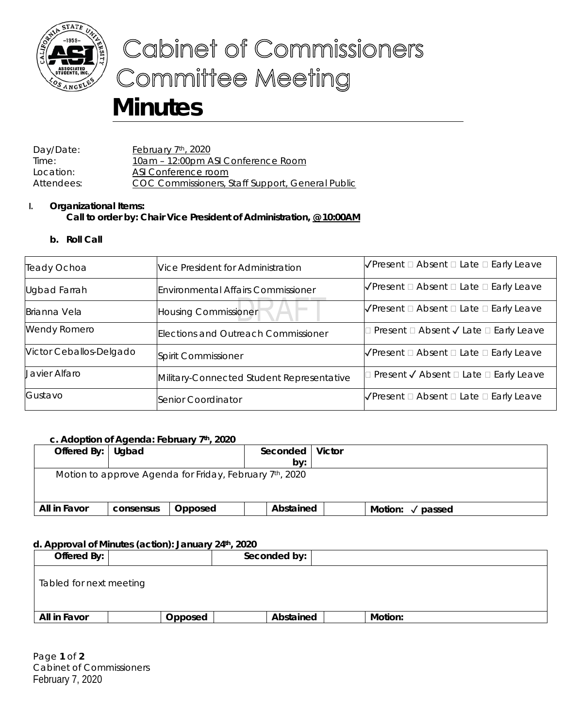# Cabinet of Commissioners Committee Meeting

# Minutes

Day/Date: February 7th, 2020
Time: 10am – 12:00pm ASI Conference Room
Location: ASI Conference room
Attendees: COC Commissioners, Staff Support, General Public

I. **Organizational Items:**
**Call to order by: Chair Vice President of Administration, @10:00AM**

**b. Roll Call**

| | | |
|---|---|---|
| Teady Ochoa | Vice President for Administration | ✓Present ☐ Absent ☐ Late ☐ Early Leave |
| Ugbad Farrah | Environmental Affairs Commissioner | ✓Present ☐ Absent ☐ Late ☐ Early Leave |
| Brianna Vela | Housing Commissioner | ✓Present ☐ Absent ☐ Late ☐ Early Leave |
| Wendy Romero | Elections and Outreach Commissioner | ☐ Present ☐ Absent ✓ Late ☐ Early Leave |
| Victor Ceballos-Delgado | Spirit Commissioner | ✓Present ☐ Absent ☐ Late ☐ Early Leave |
| Javier Alfaro | Military-Connected Student Representative | ☐ Present ✓ Absent ☐ Late ☐ Early Leave |
| Gustavo | Senior Coordinator | ✓Present ☐ Absent ☐ Late ☐ Early Leave |

**c. Adoption of Agenda: February 7th, 2020**

| **Offered By:** | Ugbad | | **Seconded by:** | Victor | |
|---|---|---|---|---|---|
| Motion to approve Agenda for Friday, February 7th, 2020 | | | | | |
| **All in Favor** | consensus | **Opposed** | | **Abstained** | **Motion:** ✓ passed |

**d. Approval of Minutes (action): January 24th, 2020**

| **Offered By:** | | | **Seconded by:** | | | |
|---|---|---|---|---|---|---|
| Tabled for next meeting | | | | | | |
| **All in Favor** | | **Opposed** | | **Abstained** | | **Motion:** |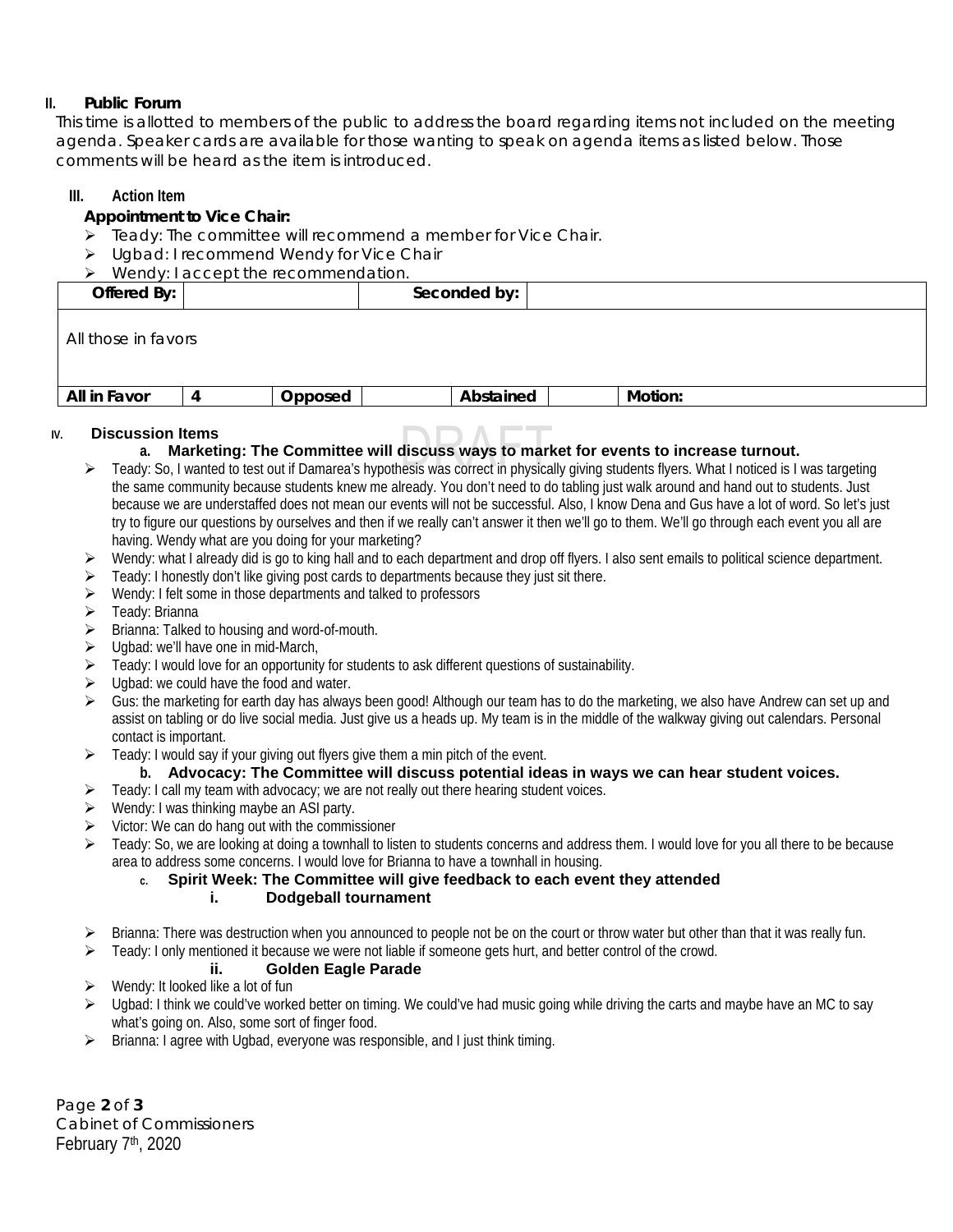## II. Public Forum

This time is allotted to members of the public to address the board regarding items not included on the meeting agenda. Speaker cards are available for those wanting to speak on agenda items as listed below. Those comments will be heard as the item is introduced.

## III. Action Item

**Appointment to Vice Chair:**

- Teady: The committee will recommend a member for Vice Chair.
- Ugbad: I recommend Wendy for Vice Chair
- Wendy: I accept the recommendation.

| **Offered By:** | | | **Seconded by:** | | |
|---|---|---|---|---|---|
| All those in favors | | | | | |
| **All in Favor** | 4 | **Opposed** | | **Abstained** | **Motion:** |

## IV. Discussion Items

**a. Marketing: The Committee will discuss ways to market for events to increase turnout.**

- Teady: So, I wanted to test out if Damarea's hypothesis was correct in physically giving students flyers. What I noticed is I was targeting the same community because students knew me already. You don't need to do tabling just walk around and hand out to students. Just because we are understaffed does not mean our events will not be successful. Also, I know Dena and Gus have a lot of word. So let's just try to figure our questions by ourselves and then if we really can't answer it then we'll go to them. We'll go through each event you all are having. Wendy what are you doing for your marketing?
- Wendy: what I already did is go to king hall and to each department and drop off flyers. I also sent emails to political science department.
- Teady: I honestly don't like giving post cards to departments because they just sit there.
- Wendy: I felt some in those departments and talked to professors
- Teady: Brianna
- Brianna: Talked to housing and word-of-mouth.
- Ugbad: we'll have one in mid-March,
- Teady: I would love for an opportunity for students to ask different questions of sustainability.
- Ugbad: we could have the food and water.
- Gus: the marketing for earth day has always been good! Although our team has to do the marketing, we also have Andrew can set up and assist on tabling or do live social media. Just give us a heads up. My team is in the middle of the walkway giving out calendars. Personal contact is important.
- Teady: I would say if your giving out flyers give them a min pitch of the event.

**b. Advocacy: The Committee will discuss potential ideas in ways we can hear student voices.**

- Teady: I call my team with advocacy; we are not really out there hearing student voices.
- Wendy: I was thinking maybe an ASI party.
- Victor: We can do hang out with the commissioner
- Teady: So, we are looking at doing a townhall to listen to students concerns and address them. I would love for you all there to be because area to address some concerns. I would love for Brianna to have a townhall in housing.

**c. Spirit Week: The Committee will give feedback to each event they attended**

**i. Dodgeball tournament**

- Brianna: There was destruction when you announced to people not be on the court or throw water but other than that it was really fun.
- Teady: I only mentioned it because we were not liable if someone gets hurt, and better control of the crowd.

**ii. Golden Eagle Parade**

- Wendy: It looked like a lot of fun
- Ugbad: I think we could've worked better on timing. We could've had music going while driving the carts and maybe have an MC to say what's going on. Also, some sort of finger food.
- Brianna: I agree with Ugbad, everyone was responsible, and I just think timing.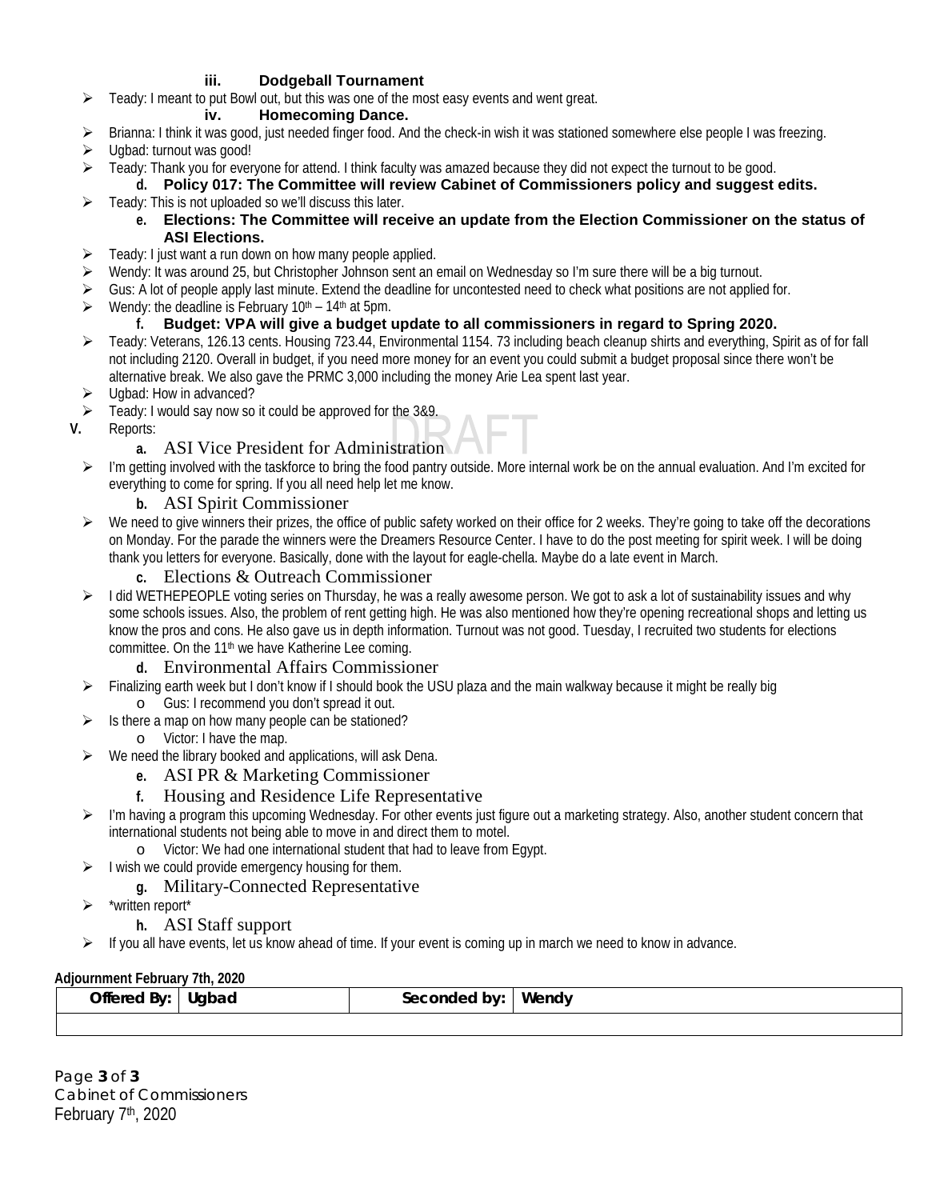**iii. Dodgeball Tournament**

- Teady: I meant to put Bowl out, but this was one of the most easy events and went great.

**iv. Homecoming Dance.**

- Brianna: I think it was good, just needed finger food. And the check-in wish it was stationed somewhere else people I was freezing.
- Ugbad: turnout was good!
- Teady: Thank you for everyone for attend. I think faculty was amazed because they did not expect the turnout to be good.

**d. Policy 017: The Committee will review Cabinet of Commissioners policy and suggest edits.**

- Teady: This is not uploaded so we'll discuss this later.

**e. Elections: The Committee will receive an update from the Election Commissioner on the status of ASI Elections.**

- Teady: I just want a run down on how many people applied.
- Wendy: It was around 25, but Christopher Johnson sent an email on Wednesday so I'm sure there will be a big turnout.
- Gus: A lot of people apply last minute. Extend the deadline for uncontested need to check what positions are not applied for.
- Wendy: the deadline is February 10th – 14th at 5pm.

**f. Budget: VPA will give a budget update to all commissioners in regard to Spring 2020.**

- Teady: Veterans, 126.13 cents. Housing 723.44, Environmental 1154. 73 including beach cleanup shirts and everything, Spirit as of for fall not including 2120. Overall in budget, if you need more money for an event you could submit a budget proposal since there won't be alternative break. We also gave the PRMC 3,000 including the money Arie Lea spent last year.
- Ugbad: How in advanced?
- Teady: I would say now so it could be approved for the 3&9.

**V.** Reports:

**a.** ASI Vice President for Administration

- I'm getting involved with the taskforce to bring the food pantry outside. More internal work be on the annual evaluation. And I'm excited for everything to come for spring. If you all need help let me know.

**b.** ASI Spirit Commissioner

- We need to give winners their prizes, the office of public safety worked on their office for 2 weeks. They're going to take off the decorations on Monday. For the parade the winners were the Dreamers Resource Center. I have to do the post meeting for spirit week. I will be doing thank you letters for everyone. Basically, done with the layout for eagle-chella. Maybe do a late event in March.

**c.** Elections & Outreach Commissioner

- I did WETHEPEOPLE voting series on Thursday, he was a really awesome person. We got to ask a lot of sustainability issues and why some schools issues. Also, the problem of rent getting high. He was also mentioned how they're opening recreational shops and letting us know the pros and cons. He also gave us in depth information. Turnout was not good. Tuesday, I recruited two students for elections committee. On the 11th we have Katherine Lee coming.

**d.** Environmental Affairs Commissioner

- Finalizing earth week but I don't know if I should book the USU plaza and the main walkway because it might be really big
  - Gus: I recommend you don't spread it out.
- Is there a map on how many people can be stationed?
  - Victor: I have the map.
- We need the library booked and applications, will ask Dena.

**e.** ASI PR & Marketing Commissioner

**f.** Housing and Residence Life Representative

- I'm having a program this upcoming Wednesday. For other events just figure out a marketing strategy. Also, another student concern that international students not being able to move in and direct them to motel.
  - Victor: We had one international student that had to leave from Egypt.
- I wish we could provide emergency housing for them.

**g.** Military-Connected Representative

- *written report*

**h.** ASI Staff support

- If you all have events, let us know ahead of time. If your event is coming up in march we need to know in advance.

**Adjournment February 7th, 2020**

| Offered By: | Ugbad | Seconded by: | Wendy |
|---|---|---|---|
| | | | |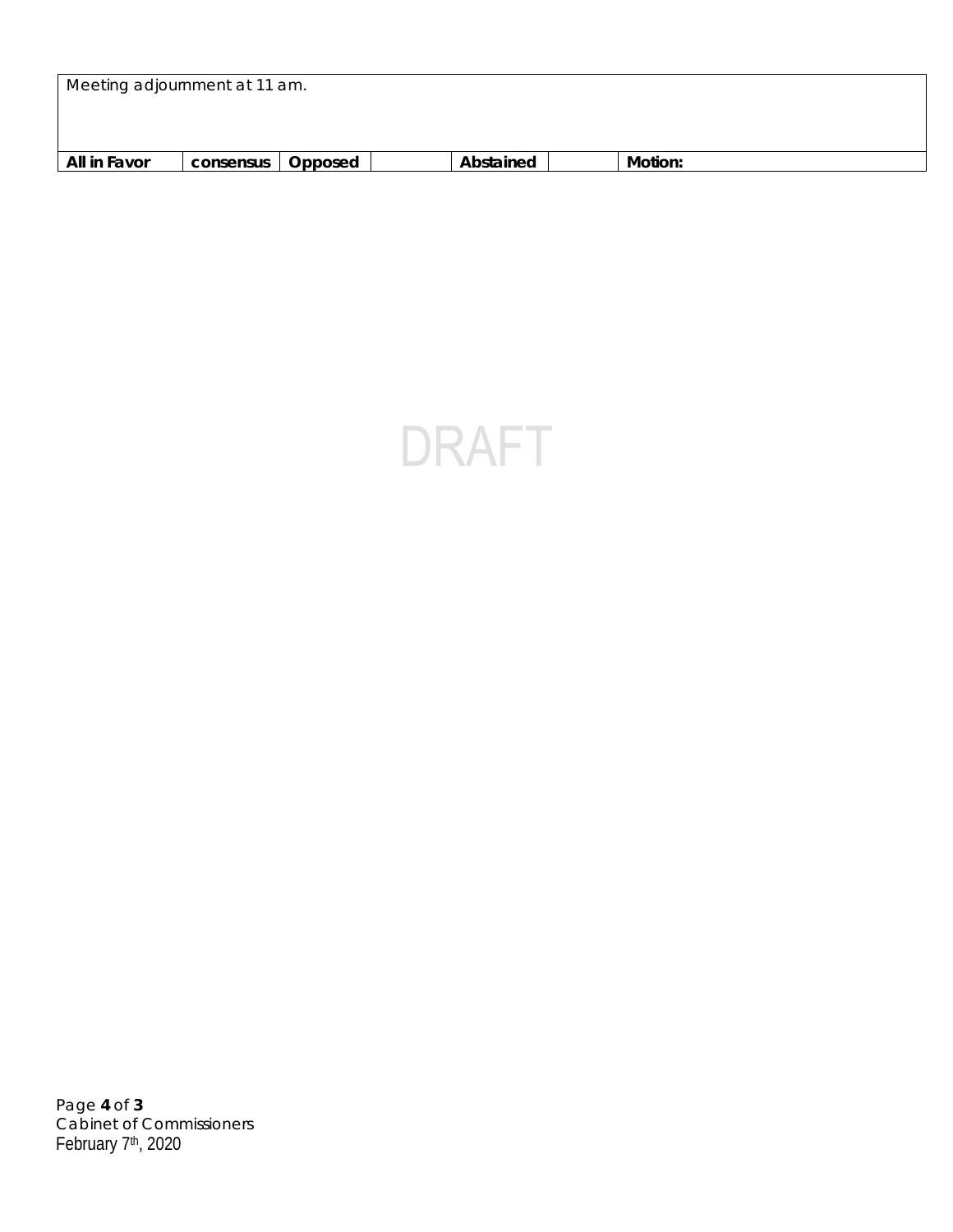| | | | | | | |
|---|---|---|---|---|---|---|
| Meeting adjournment at 11 am. | | | | | | |
| **All in Favor** | consensus | **Opposed** | | **Abstained** | | **Motion:** |

DRAFT